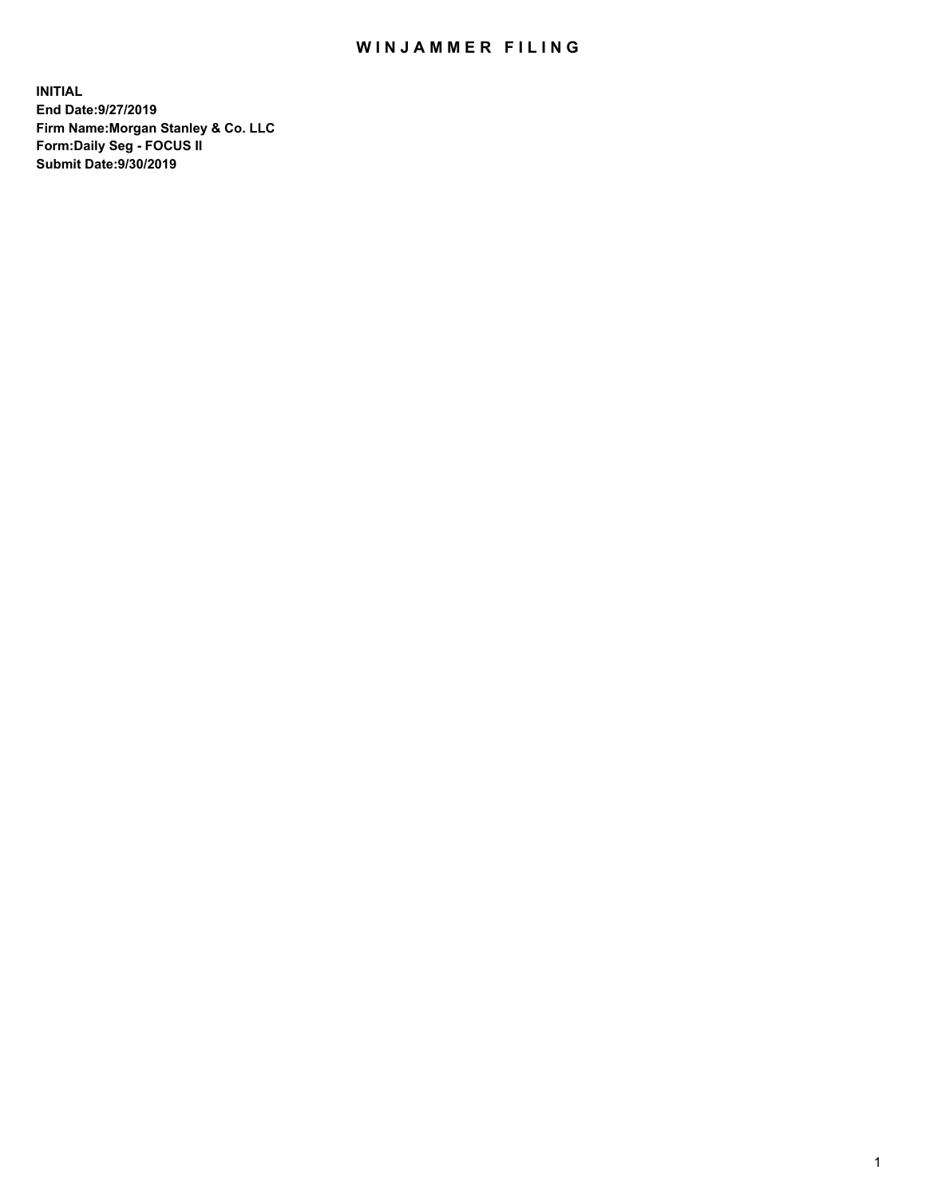# WINJAMMER FILING

**INITIAL**
**End Date:9/27/2019**
**Firm Name:Morgan Stanley & Co. LLC**
**Form:Daily Seg - FOCUS II**
**Submit Date:9/30/2019**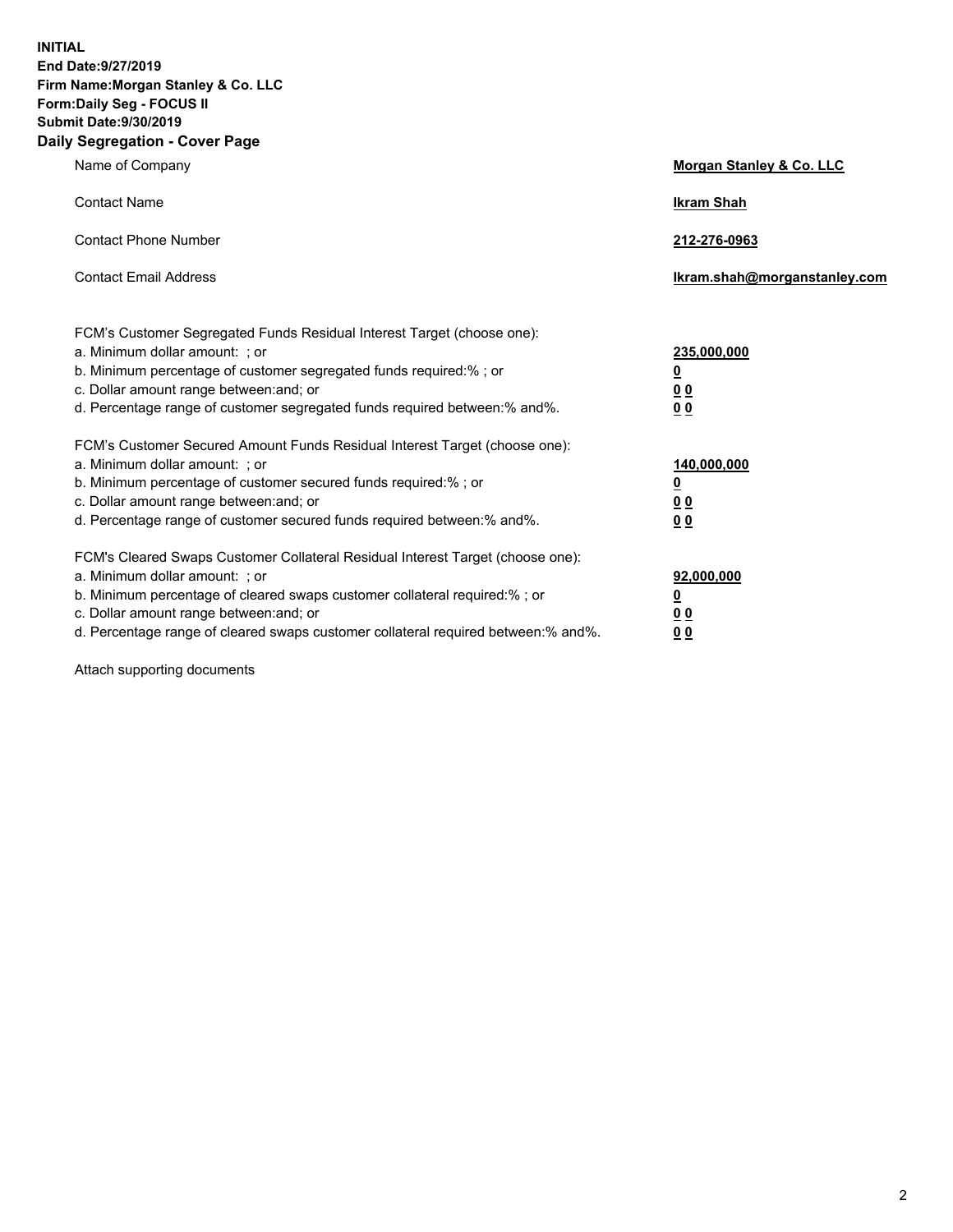**INITIAL**
**End Date:9/27/2019**
**Firm Name:Morgan Stanley & Co. LLC**
**Form:Daily Seg - FOCUS II**
**Submit Date:9/30/2019**

## Daily Segregation - Cover Page

| | |
|---|---|
| Name of Company | **Morgan Stanley & Co. LLC** |
| Contact Name | **Ikram Shah** |
| Contact Phone Number | **212-276-0963** |
| Contact Email Address | **Ikram.shah@morganstanley.com** |

| | |
|---|---|
| FCM's Customer Segregated Funds Residual Interest Target (choose one): | |
| a. Minimum dollar amount: ; or | **235,000,000** |
| b. Minimum percentage of customer segregated funds required:% ; or | **0** |
| c. Dollar amount range between:and; or | **0 0** |
| d. Percentage range of customer segregated funds required between:% and%. | **0 0** |
| FCM's Customer Secured Amount Funds Residual Interest Target (choose one): | |
| a. Minimum dollar amount: ; or | **140,000,000** |
| b. Minimum percentage of customer secured funds required:% ; or | **0** |
| c. Dollar amount range between:and; or | **0 0** |
| d. Percentage range of customer secured funds required between:% and%. | **0 0** |
| FCM's Cleared Swaps Customer Collateral Residual Interest Target (choose one): | |
| a. Minimum dollar amount: ; or | **92,000,000** |
| b. Minimum percentage of cleared swaps customer collateral required:% ; or | **0** |
| c. Dollar amount range between:and; or | **0 0** |
| d. Percentage range of cleared swaps customer collateral required between:% and%. | **0 0** |

Attach supporting documents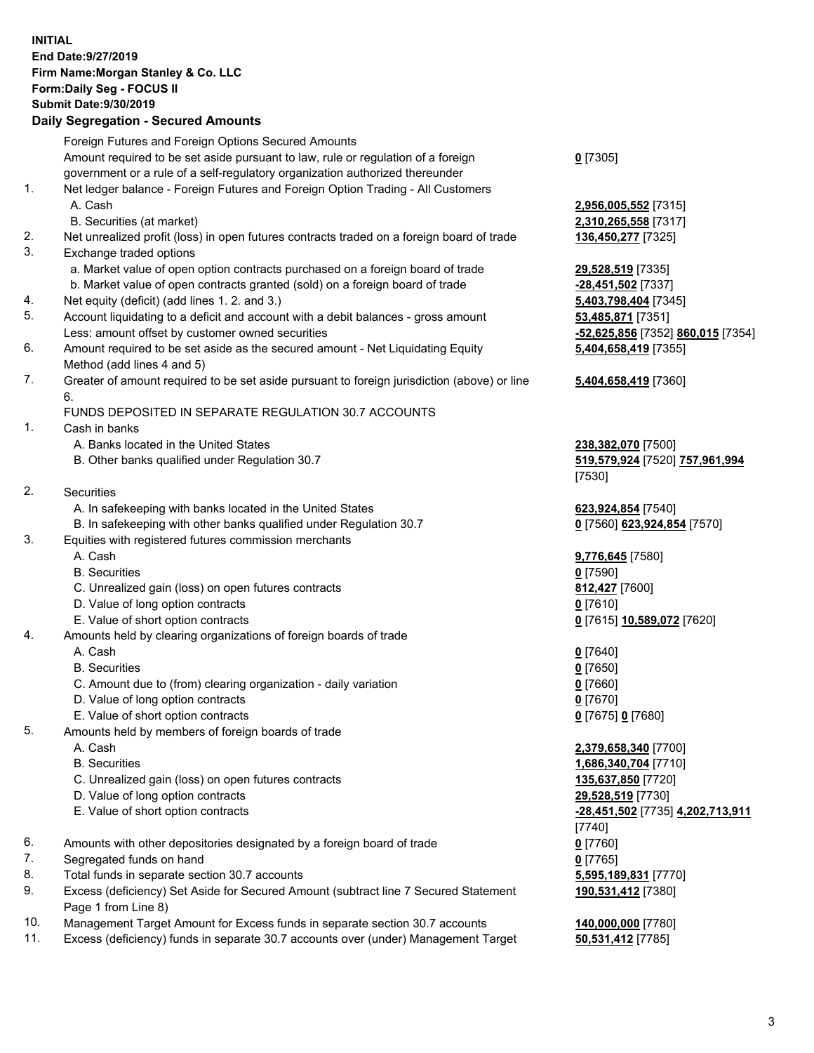**INITIAL**
**End Date:9/27/2019**
**Firm Name:Morgan Stanley & Co. LLC**
**Form:Daily Seg - FOCUS II**
**Submit Date:9/30/2019**

## Daily Segregation - Secured Amounts

| | | |
|---|---|---|
| | Foreign Futures and Foreign Options Secured Amounts | |
| | Amount required to be set aside pursuant to law, rule or regulation of a foreign government or a rule of a self-regulatory organization authorized thereunder | **0** [7305] |
| 1. | Net ledger balance - Foreign Futures and Foreign Option Trading - All Customers | |
| | A. Cash | **2,956,005,552** [7315] |
| | B. Securities (at market) | **2,310,265,558** [7317] |
| 2. | Net unrealized profit (loss) in open futures contracts traded on a foreign board of trade | **136,450,277** [7325] |
| 3. | Exchange traded options | |
| | a. Market value of open option contracts purchased on a foreign board of trade | **29,528,519** [7335] |
| | b. Market value of open contracts granted (sold) on a foreign board of trade | **-28,451,502** [7337] |
| 4. | Net equity (deficit) (add lines 1. 2. and 3.) | **5,403,798,404** [7345] |
| 5. | Account liquidating to a deficit and account with a debit balances - gross amount | **53,485,871** [7351] |
| | Less: amount offset by customer owned securities | **-52,625,856** [7352] **860,015** [7354] |
| 6. | Amount required to be set aside as the secured amount - Net Liquidating Equity Method (add lines 4 and 5) | **5,404,658,419** [7355] |
| 7. | Greater of amount required to be set aside pursuant to foreign jurisdiction (above) or line 6. | **5,404,658,419** [7360] |
| | FUNDS DEPOSITED IN SEPARATE REGULATION 30.7 ACCOUNTS | |
| 1. | Cash in banks | |
| | A. Banks located in the United States | **238,382,070** [7500] |
| | B. Other banks qualified under Regulation 30.7 | **519,579,924** [7520] **757,961,994** [7530] |
| 2. | Securities | |
| | A. In safekeeping with banks located in the United States | **623,924,854** [7540] |
| | B. In safekeeping with other banks qualified under Regulation 30.7 | **0** [7560] **623,924,854** [7570] |
| 3. | Equities with registered futures commission merchants | |
| | A. Cash | **9,776,645** [7580] |
| | B. Securities | **0** [7590] |
| | C. Unrealized gain (loss) on open futures contracts | **812,427** [7600] |
| | D. Value of long option contracts | **0** [7610] |
| | E. Value of short option contracts | **0** [7615] **10,589,072** [7620] |
| 4. | Amounts held by clearing organizations of foreign boards of trade | |
| | A. Cash | **0** [7640] |
| | B. Securities | **0** [7650] |
| | C. Amount due to (from) clearing organization - daily variation | **0** [7660] |
| | D. Value of long option contracts | **0** [7670] |
| | E. Value of short option contracts | **0** [7675] **0** [7680] |
| 5. | Amounts held by members of foreign boards of trade | |
| | A. Cash | **2,379,658,340** [7700] |
| | B. Securities | **1,686,340,704** [7710] |
| | C. Unrealized gain (loss) on open futures contracts | **135,637,850** [7720] |
| | D. Value of long option contracts | **29,528,519** [7730] |
| | E. Value of short option contracts | **-28,451,502** [7735] **4,202,713,911** [7740] |
| 6. | Amounts with other depositories designated by a foreign board of trade | **0** [7760] |
| 7. | Segregated funds on hand | **0** [7765] |
| 8. | Total funds in separate section 30.7 accounts | **5,595,189,831** [7770] |
| 9. | Excess (deficiency) Set Aside for Secured Amount (subtract line 7 Secured Statement Page 1 from Line 8) | **190,531,412** [7380] |
| 10. | Management Target Amount for Excess funds in separate section 30.7 accounts | **140,000,000** [7780] |
| 11. | Excess (deficiency) funds in separate 30.7 accounts over (under) Management Target | **50,531,412** [7785] |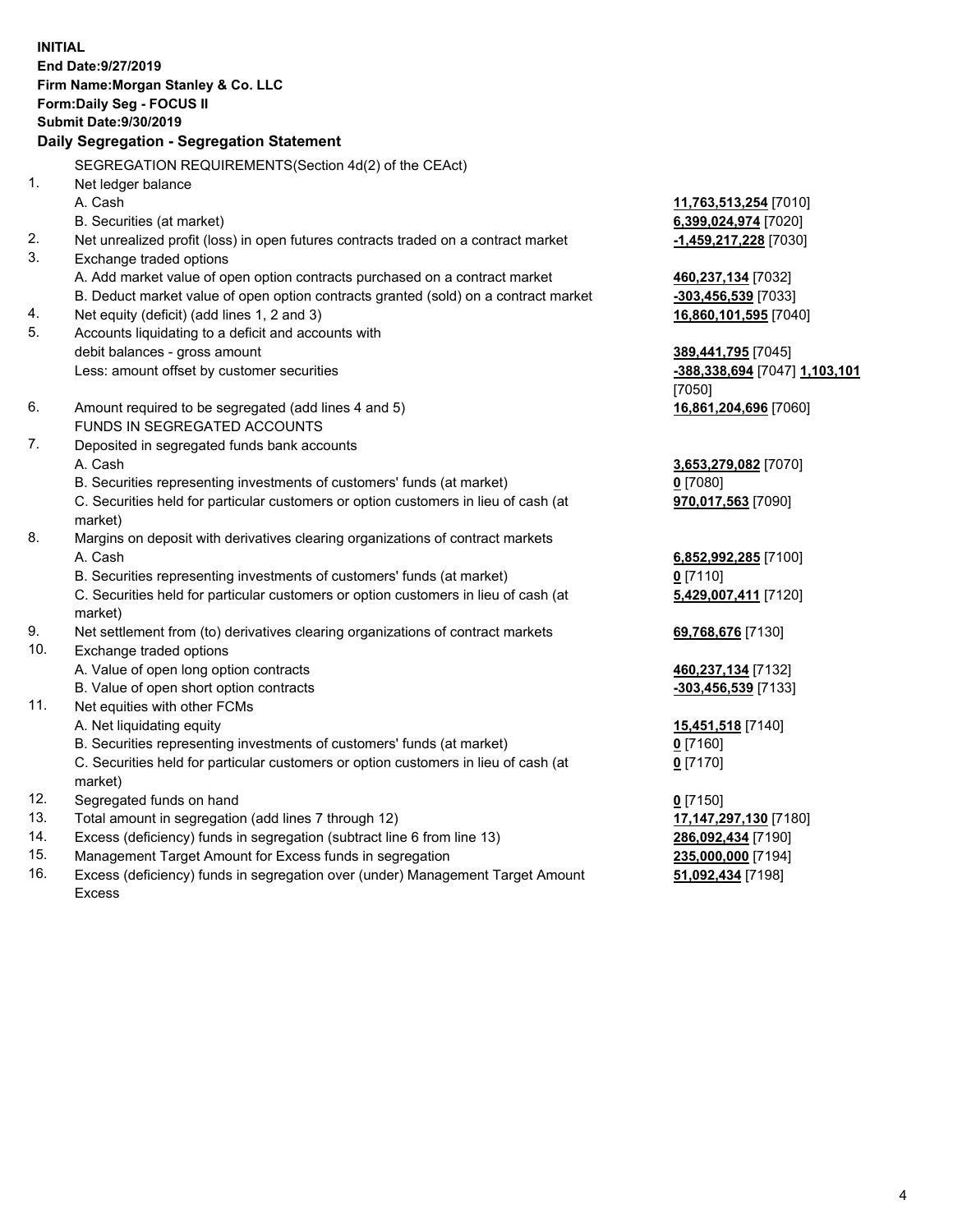**INITIAL**
**End Date:9/27/2019**
**Firm Name:Morgan Stanley & Co. LLC**
**Form:Daily Seg - FOCUS II**
**Submit Date:9/30/2019**

**Daily Segregation - Segregation Statement**

| | | |
|---|---|---|
| | SEGREGATION REQUIREMENTS(Section 4d(2) of the CEAct) | |
| 1. | Net ledger balance | |
| | A. Cash | **11,763,513,254** [7010] |
| | B. Securities (at market) | **6,399,024,974** [7020] |
| 2. | Net unrealized profit (loss) in open futures contracts traded on a contract market | **-1,459,217,228** [7030] |
| 3. | Exchange traded options | |
| | A. Add market value of open option contracts purchased on a contract market | **460,237,134** [7032] |
| | B. Deduct market value of open option contracts granted (sold) on a contract market | **-303,456,539** [7033] |
| 4. | Net equity (deficit) (add lines 1, 2 and 3) | **16,860,101,595** [7040] |
| 5. | Accounts liquidating to a deficit and accounts with debit balances - gross amount | **389,441,795** [7045] |
| | Less: amount offset by customer securities | **-388,338,694** [7047] **1,103,101** [7050] |
| 6. | Amount required to be segregated (add lines 4 and 5) | **16,861,204,696** [7060] |
| | FUNDS IN SEGREGATED ACCOUNTS | |
| 7. | Deposited in segregated funds bank accounts | |
| | A. Cash | **3,653,279,082** [7070] |
| | B. Securities representing investments of customers' funds (at market) | **0** [7080] |
| | C. Securities held for particular customers or option customers in lieu of cash (at market) | **970,017,563** [7090] |
| 8. | Margins on deposit with derivatives clearing organizations of contract markets | |
| | A. Cash | **6,852,992,285** [7100] |
| | B. Securities representing investments of customers' funds (at market) | **0** [7110] |
| | C. Securities held for particular customers or option customers in lieu of cash (at market) | **5,429,007,411** [7120] |
| 9. | Net settlement from (to) derivatives clearing organizations of contract markets | **69,768,676** [7130] |
| 10. | Exchange traded options | |
| | A. Value of open long option contracts | **460,237,134** [7132] |
| | B. Value of open short option contracts | **-303,456,539** [7133] |
| 11. | Net equities with other FCMs | |
| | A. Net liquidating equity | **15,451,518** [7140] |
| | B. Securities representing investments of customers' funds (at market) | **0** [7160] |
| | C. Securities held for particular customers or option customers in lieu of cash (at market) | **0** [7170] |
| 12. | Segregated funds on hand | **0** [7150] |
| 13. | Total amount in segregation (add lines 7 through 12) | **17,147,297,130** [7180] |
| 14. | Excess (deficiency) funds in segregation (subtract line 6 from line 13) | **286,092,434** [7190] |
| 15. | Management Target Amount for Excess funds in segregation | **235,000,000** [7194] |
| 16. | Excess (deficiency) funds in segregation over (under) Management Target Amount Excess | **51,092,434** [7198] |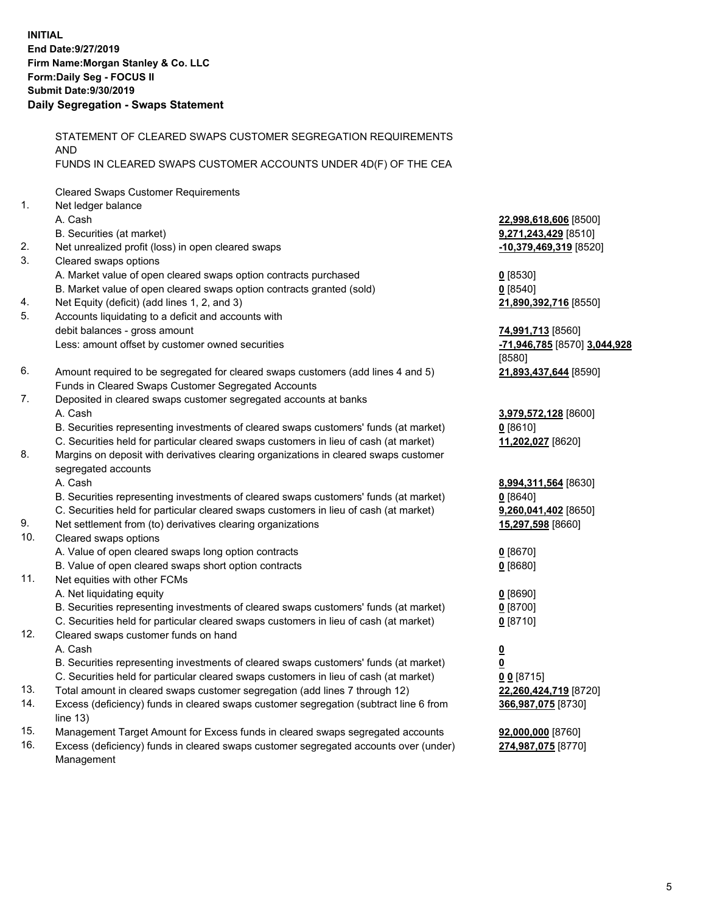**INITIAL**
**End Date:9/27/2019**
**Firm Name:Morgan Stanley & Co. LLC**
**Form:Daily Seg - FOCUS II**
**Submit Date:9/30/2019**
**Daily Segregation - Swaps Statement**

STATEMENT OF CLEARED SWAPS CUSTOMER SEGREGATION REQUIREMENTS AND FUNDS IN CLEARED SWAPS CUSTOMER ACCOUNTS UNDER 4D(F) OF THE CEA

| | | |
|---|---|---|
| | Cleared Swaps Customer Requirements | |
| 1. | Net ledger balance | |
| | A. Cash | **22,998,618,606** [8500] |
| | B. Securities (at market) | **9,271,243,429** [8510] |
| 2. | Net unrealized profit (loss) in open cleared swaps | **-10,379,469,319** [8520] |
| 3. | Cleared swaps options | |
| | A. Market value of open cleared swaps option contracts purchased | **0** [8530] |
| | B. Market value of open cleared swaps option contracts granted (sold) | **0** [8540] |
| 4. | Net Equity (deficit) (add lines 1, 2, and 3) | **21,890,392,716** [8550] |
| 5. | Accounts liquidating to a deficit and accounts with debit balances - gross amount | **74,991,713** [8560] |
| | Less: amount offset by customer owned securities | **-71,946,785** [8570] **3,044,928** [8580] |
| 6. | Amount required to be segregated for cleared swaps customers (add lines 4 and 5) | **21,893,437,644** [8590] |
| | Funds in Cleared Swaps Customer Segregated Accounts | |
| 7. | Deposited in cleared swaps customer segregated accounts at banks | |
| | A. Cash | **3,979,572,128** [8600] |
| | B. Securities representing investments of cleared swaps customers' funds (at market) | **0** [8610] |
| | C. Securities held for particular cleared swaps customers in lieu of cash (at market) | **11,202,027** [8620] |
| 8. | Margins on deposit with derivatives clearing organizations in cleared swaps customer segregated accounts | |
| | A. Cash | **8,994,311,564** [8630] |
| | B. Securities representing investments of cleared swaps customers' funds (at market) | **0** [8640] |
| | C. Securities held for particular cleared swaps customers in lieu of cash (at market) | **9,260,041,402** [8650] |
| 9. | Net settlement from (to) derivatives clearing organizations | **15,297,598** [8660] |
| 10. | Cleared swaps options | |
| | A. Value of open cleared swaps long option contracts | **0** [8670] |
| | B. Value of open cleared swaps short option contracts | **0** [8680] |
| 11. | Net equities with other FCMs | |
| | A. Net liquidating equity | **0** [8690] |
| | B. Securities representing investments of cleared swaps customers' funds (at market) | **0** [8700] |
| | C. Securities held for particular cleared swaps customers in lieu of cash (at market) | **0** [8710] |
| 12. | Cleared swaps customer funds on hand | |
| | A. Cash | **0** |
| | B. Securities representing investments of cleared swaps customers' funds (at market) | **0** |
| | C. Securities held for particular cleared swaps customers in lieu of cash (at market) | **0** **0** [8715] |
| 13. | Total amount in cleared swaps customer segregation (add lines 7 through 12) | **22,260,424,719** [8720] |
| 14. | Excess (deficiency) funds in cleared swaps customer segregation (subtract line 6 from line 13) | **366,987,075** [8730] |
| 15. | Management Target Amount for Excess funds in cleared swaps segregated accounts | **92,000,000** [8760] |
| 16. | Excess (deficiency) funds in cleared swaps customer segregated accounts over (under) Management | **274,987,075** [8770] |